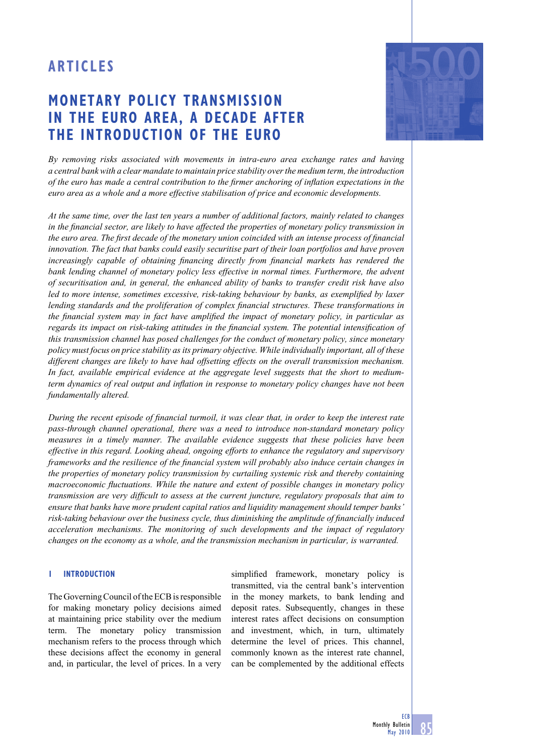# ARTICLES

# MONETARY POLICY TRANSMISSION IN THE EURO AREA, A DECADE AFTER THE INTRODUCTION OF THE EURO

*By removing risks associated with movements in intra-euro area exchange rates and having a central bank with a clear mandate to maintain price stability over the medium term, the introduction of the euro has made a central contribution to the firmer anchoring of inflation expectations in the euro area as a whole and a more effective stabilisation of price and economic developments.*

*At the same time, over the last ten years a number of additional factors, mainly related to changes in the financial sector, are likely to have affected the properties of monetary policy transmission in the euro area. The first decade of the monetary union coincided with an intense process of financial innovation. The fact that banks could easily securitise part of their loan portfolios and have proven increasingly capable of obtaining financing directly from financial markets has rendered the bank lending channel of monetary policy less effective in normal times. Furthermore, the advent of securitisation and, in general, the enhanced ability of banks to transfer credit risk have also led to more intense, sometimes excessive, risk-taking behaviour by banks, as exemplified by laxer lending standards and the proliferation of complex financial structures. These transformations in the financial system may in fact have amplified the impact of monetary policy, in particular as regards its impact on risk-taking attitudes in the financial system. The potential intensification of this transmission channel has posed challenges for the conduct of monetary policy, since monetary policy must focus on price stability as its primary objective. While individually important, all of these different changes are likely to have had offsetting effects on the overall transmission mechanism. In fact, available empirical evidence at the aggregate level suggests that the short to medium-term dynamics of real output and inflation in response to monetary policy changes have not been fundamentally altered.*

*During the recent episode of financial turmoil, it was clear that, in order to keep the interest rate pass-through channel operational, there was a need to introduce non-standard monetary policy measures in a timely manner. The available evidence suggests that these policies have been effective in this regard. Looking ahead, ongoing efforts to enhance the regulatory and supervisory frameworks and the resilience of the financial system will probably also induce certain changes in the properties of monetary policy transmission by curtailing systemic risk and thereby containing macroeconomic fluctuations. While the nature and extent of possible changes in monetary policy transmission are very difficult to assess at the current juncture, regulatory proposals that aim to ensure that banks have more prudent capital ratios and liquidity management should temper banks' risk-taking behaviour over the business cycle, thus diminishing the amplitude of financially induced acceleration mechanisms. The monitoring of such developments and the impact of regulatory changes on the economy as a whole, and the transmission mechanism in particular, is warranted.*

## 1 INTRODUCTION

The Governing Council of the ECB is responsible for making monetary policy decisions aimed at maintaining price stability over the medium term. The monetary policy transmission mechanism refers to the process through which these decisions affect the economy in general and, in particular, the level of prices. In a very simplified framework, monetary policy is transmitted, via the central bank's intervention in the money markets, to bank lending and deposit rates. Subsequently, changes in these interest rates affect decisions on consumption and investment, which, in turn, ultimately determine the level of prices. This channel, commonly known as the interest rate channel, can be complemented by the additional effects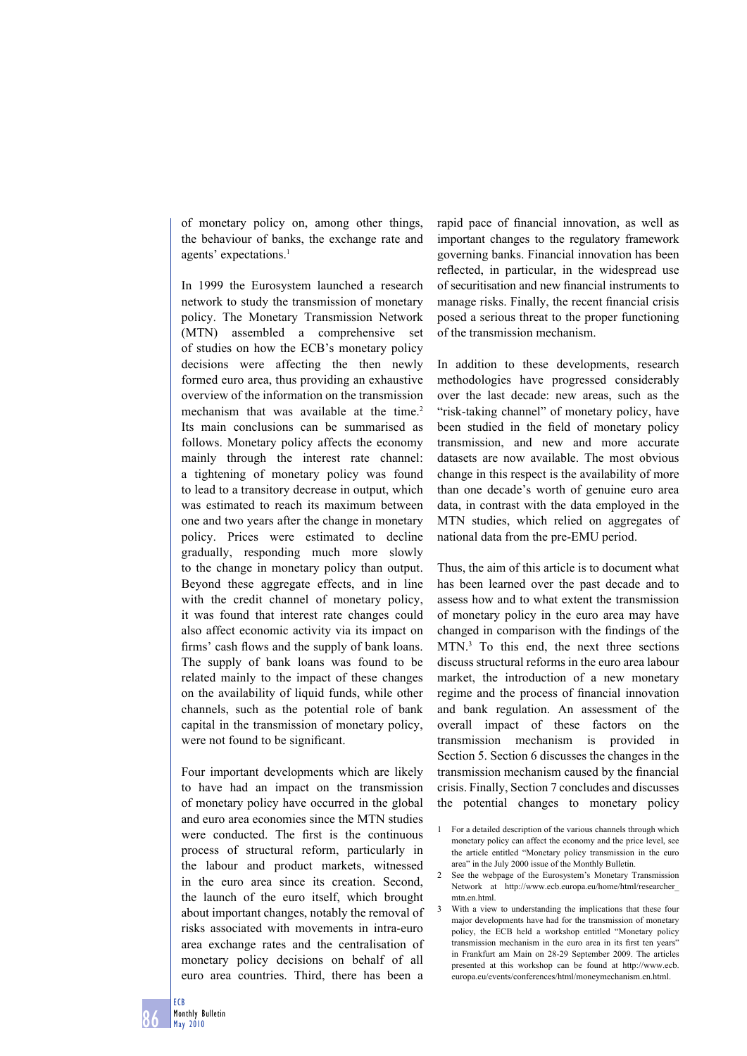of monetary policy on, among other things, the behaviour of banks, the exchange rate and agents' expectations.[1]

In 1999 the Eurosystem launched a research network to study the transmission of monetary policy. The Monetary Transmission Network (MTN) assembled a comprehensive set of studies on how the ECB's monetary policy decisions were affecting the then newly formed euro area, thus providing an exhaustive overview of the information on the transmission mechanism that was available at the time.[2] Its main conclusions can be summarised as follows. Monetary policy affects the economy mainly through the interest rate channel: a tightening of monetary policy was found to lead to a transitory decrease in output, which was estimated to reach its maximum between one and two years after the change in monetary policy. Prices were estimated to decline gradually, responding much more slowly to the change in monetary policy than output. Beyond these aggregate effects, and in line with the credit channel of monetary policy, it was found that interest rate changes could also affect economic activity via its impact on firms' cash flows and the supply of bank loans. The supply of bank loans was found to be related mainly to the impact of these changes on the availability of liquid funds, while other channels, such as the potential role of bank capital in the transmission of monetary policy, were not found to be significant.

Four important developments which are likely to have had an impact on the transmission of monetary policy have occurred in the global and euro area economies since the MTN studies were conducted. The first is the continuous process of structural reform, particularly in the labour and product markets, witnessed in the euro area since its creation. Second, the launch of the euro itself, which brought about important changes, notably the removal of risks associated with movements in intra-euro area exchange rates and the centralisation of monetary policy decisions on behalf of all euro area countries. Third, there has been a rapid pace of financial innovation, as well as important changes to the regulatory framework governing banks. Financial innovation has been reflected, in particular, in the widespread use of securitisation and new financial instruments to manage risks. Finally, the recent financial crisis posed a serious threat to the proper functioning of the transmission mechanism.

In addition to these developments, research methodologies have progressed considerably over the last decade: new areas, such as the "risk-taking channel" of monetary policy, have been studied in the field of monetary policy transmission, and new and more accurate datasets are now available. The most obvious change in this respect is the availability of more than one decade's worth of genuine euro area data, in contrast with the data employed in the MTN studies, which relied on aggregates of national data from the pre-EMU period.

Thus, the aim of this article is to document what has been learned over the past decade and to assess how and to what extent the transmission of monetary policy in the euro area may have changed in comparison with the findings of the MTN.[3] To this end, the next three sections discuss structural reforms in the euro area labour market, the introduction of a new monetary regime and the process of financial innovation and bank regulation. An assessment of the overall impact of these factors on the transmission mechanism is provided in Section 5. Section 6 discusses the changes in the transmission mechanism caused by the financial crisis. Finally, Section 7 concludes and discusses the potential changes to monetary policy

1 For a detailed description of the various channels through which monetary policy can affect the economy and the price level, see the article entitled "Monetary policy transmission in the euro area" in the July 2000 issue of the Monthly Bulletin.

2 See the webpage of the Eurosystem's Monetary Transmission Network at http://www.ecb.europa.eu/home/html/researcher_mtn.en.html.

3 With a view to understanding the implications that these four major developments have had for the transmission of monetary policy, the ECB held a workshop entitled "Monetary policy transmission mechanism in the euro area in its first ten years" in Frankfurt am Main on 28-29 September 2009. The articles presented at this workshop can be found at http://www.ecb.europa.eu/events/conferences/html/moneymechanism.en.html.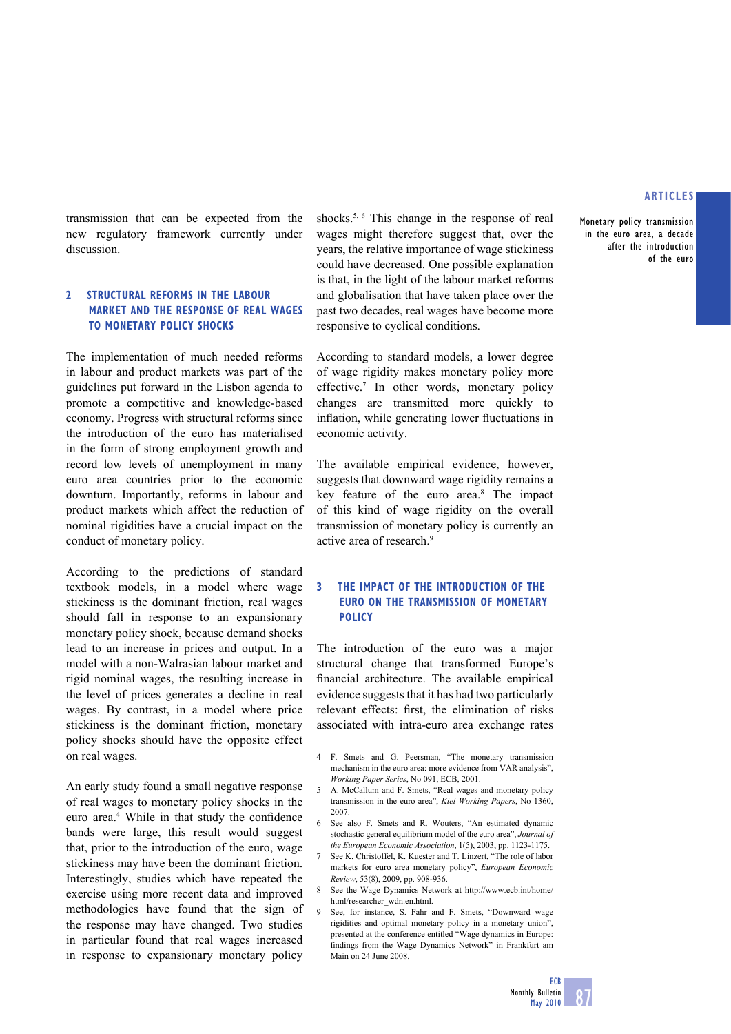transmission that can be expected from the new regulatory framework currently under discussion.

## 2 STRUCTURAL REFORMS IN THE LABOUR MARKET AND THE RESPONSE OF REAL WAGES TO MONETARY POLICY SHOCKS

The implementation of much needed reforms in labour and product markets was part of the guidelines put forward in the Lisbon agenda to promote a competitive and knowledge-based economy. Progress with structural reforms since the introduction of the euro has materialised in the form of strong employment growth and record low levels of unemployment in many euro area countries prior to the economic downturn. Importantly, reforms in labour and product markets which affect the reduction of nominal rigidities have a crucial impact on the conduct of monetary policy.

According to the predictions of standard textbook models, in a model where wage stickiness is the dominant friction, real wages should fall in response to an expansionary monetary policy shock, because demand shocks lead to an increase in prices and output. In a model with a non-Walrasian labour market and rigid nominal wages, the resulting increase in the level of prices generates a decline in real wages. By contrast, in a model where price stickiness is the dominant friction, monetary policy shocks should have the opposite effect on real wages.

An early study found a small negative response of real wages to monetary policy shocks in the euro area.[4] While in that study the confidence bands were large, this result would suggest that, prior to the introduction of the euro, wage stickiness may have been the dominant friction. Interestingly, studies which have repeated the exercise using more recent data and improved methodologies have found that the sign of the response may have changed. Two studies in particular found that real wages increased in response to expansionary monetary policy shocks.[5, 6] This change in the response of real wages might therefore suggest that, over the years, the relative importance of wage stickiness could have decreased. One possible explanation is that, in the light of the labour market reforms and globalisation that have taken place over the past two decades, real wages have become more responsive to cyclical conditions.

According to standard models, a lower degree of wage rigidity makes monetary policy more effective.[7] In other words, monetary policy changes are transmitted more quickly to inflation, while generating lower fluctuations in economic activity.

The available empirical evidence, however, suggests that downward wage rigidity remains a key feature of the euro area.[8] The impact of this kind of wage rigidity on the overall transmission of monetary policy is currently an active area of research.[9]

## 3 THE IMPACT OF THE INTRODUCTION OF THE EURO ON THE TRANSMISSION OF MONETARY POLICY

The introduction of the euro was a major structural change that transformed Europe's financial architecture. The available empirical evidence suggests that it has had two particularly relevant effects: first, the elimination of risks associated with intra-euro area exchange rates

4 F. Smets and G. Peersman, "The monetary transmission mechanism in the euro area: more evidence from VAR analysis", *Working Paper Series*, No 091, ECB, 2001.

5 A. McCallum and F. Smets, "Real wages and monetary policy transmission in the euro area", *Kiel Working Papers*, No 1360, 2007.

6 See also F. Smets and R. Wouters, "An estimated dynamic stochastic general equilibrium model of the euro area", *Journal of the European Economic Association*, 1(5), 2003, pp. 1123-1175.

7 See K. Christoffel, K. Kuester and T. Linzert, "The role of labor markets for euro area monetary policy", *European Economic Review*, 53(8), 2009, pp. 908-936.

8 See the Wage Dynamics Network at http://www.ecb.int/home/html/researcher_wdn.en.html.

9 See, for instance, S. Fahr and F. Smets, "Downward wage rigidities and optimal monetary policy in a monetary union", presented at the conference entitled "Wage dynamics in Europe: findings from the Wage Dynamics Network" in Frankfurt am Main on 24 June 2008.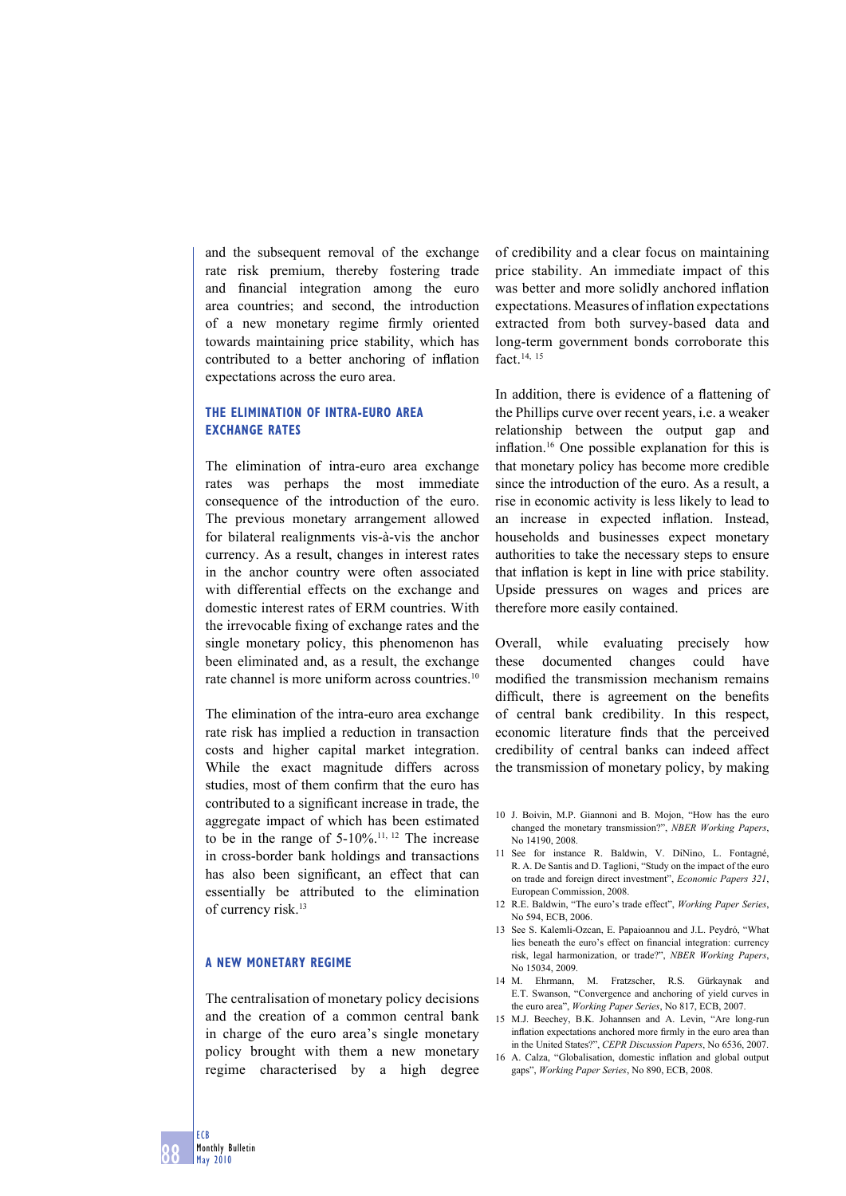and the subsequent removal of the exchange rate risk premium, thereby fostering trade and financial integration among the euro area countries; and second, the introduction of a new monetary regime firmly oriented towards maintaining price stability, which has contributed to a better anchoring of inflation expectations across the euro area.

### THE ELIMINATION OF INTRA-EURO AREA EXCHANGE RATES

The elimination of intra-euro area exchange rates was perhaps the most immediate consequence of the introduction of the euro. The previous monetary arrangement allowed for bilateral realignments vis-à-vis the anchor currency. As a result, changes in interest rates in the anchor country were often associated with differential effects on the exchange and domestic interest rates of ERM countries. With the irrevocable fixing of exchange rates and the single monetary policy, this phenomenon has been eliminated and, as a result, the exchange rate channel is more uniform across countries.[10]

The elimination of the intra-euro area exchange rate risk has implied a reduction in transaction costs and higher capital market integration. While the exact magnitude differs across studies, most of them confirm that the euro has contributed to a significant increase in trade, the aggregate impact of which has been estimated to be in the range of 5-10%.[11, 12] The increase in cross-border bank holdings and transactions has also been significant, an effect that can essentially be attributed to the elimination of currency risk.[13]

### A NEW MONETARY REGIME

The centralisation of monetary policy decisions and the creation of a common central bank in charge of the euro area's single monetary policy brought with them a new monetary regime characterised by a high degree of credibility and a clear focus on maintaining price stability. An immediate impact of this was better and more solidly anchored inflation expectations. Measures of inflation expectations extracted from both survey-based data and long-term government bonds corroborate this fact.[14, 15]

In addition, there is evidence of a flattening of the Phillips curve over recent years, i.e. a weaker relationship between the output gap and inflation.[16] One possible explanation for this is that monetary policy has become more credible since the introduction of the euro. As a result, a rise in economic activity is less likely to lead to an increase in expected inflation. Instead, households and businesses expect monetary authorities to take the necessary steps to ensure that inflation is kept in line with price stability. Upside pressures on wages and prices are therefore more easily contained.

Overall, while evaluating precisely how these documented changes could have modified the transmission mechanism remains difficult, there is agreement on the benefits of central bank credibility. In this respect, economic literature finds that the perceived credibility of central banks can indeed affect the transmission of monetary policy, by making

10 J. Boivin, M.P. Giannoni and B. Mojon, "How has the euro changed the monetary transmission?", *NBER Working Papers*, No 14190, 2008.

11 See for instance R. Baldwin, V. DiNino, L. Fontagné, R. A. De Santis and D. Taglioni, "Study on the impact of the euro on trade and foreign direct investment", *Economic Papers 321*, European Commission, 2008.

12 R.E. Baldwin, "The euro's trade effect", *Working Paper Series*, No 594, ECB, 2006.

13 See S. Kalemli-Ozcan, E. Papaioannou and J.L. Peydró, "What lies beneath the euro's effect on financial integration: currency risk, legal harmonization, or trade?", *NBER Working Papers*, No 15034, 2009.

14 M. Ehrmann, M. Fratzscher, R.S. Gürkaynak and E.T. Swanson, "Convergence and anchoring of yield curves in the euro area", *Working Paper Series*, No 817, ECB, 2007.

15 M.J. Beechey, B.K. Johannsen and A. Levin, "Are long-run inflation expectations anchored more firmly in the euro area than in the United States?", *CEPR Discussion Papers*, No 6536, 2007.

16 A. Calza, "Globalisation, domestic inflation and global output gaps", *Working Paper Series*, No 890, ECB, 2008.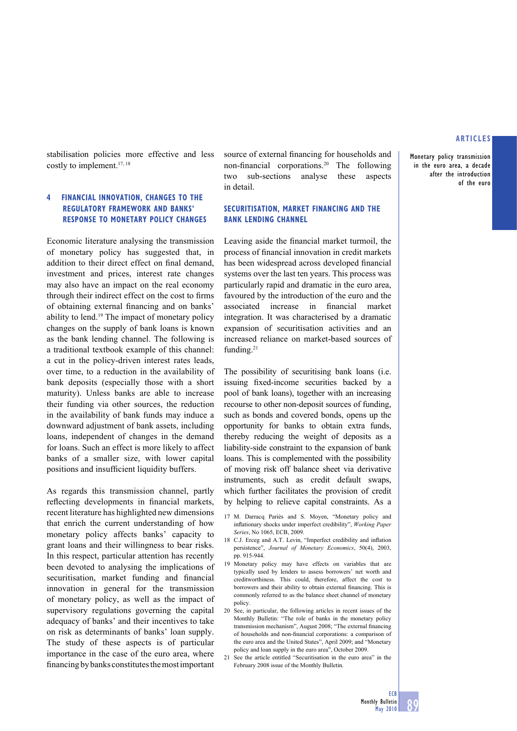stabilisation policies more effective and less costly to implement.[17, 18]

## 4 FINANCIAL INNOVATION, CHANGES TO THE REGULATORY FRAMEWORK AND BANKS' RESPONSE TO MONETARY POLICY CHANGES

Economic literature analysing the transmission of monetary policy has suggested that, in addition to their direct effect on final demand, investment and prices, interest rate changes may also have an impact on the real economy through their indirect effect on the cost to firms of obtaining external financing and on banks' ability to lend.[19] The impact of monetary policy changes on the supply of bank loans is known as the bank lending channel. The following is a traditional textbook example of this channel: a cut in the policy-driven interest rates leads, over time, to a reduction in the availability of bank deposits (especially those with a short maturity). Unless banks are able to increase their funding via other sources, the reduction in the availability of bank funds may induce a downward adjustment of bank assets, including loans, independent of changes in the demand for loans. Such an effect is more likely to affect banks of a smaller size, with lower capital positions and insufficient liquidity buffers.

As regards this transmission channel, partly reflecting developments in financial markets, recent literature has highlighted new dimensions that enrich the current understanding of how monetary policy affects banks' capacity to grant loans and their willingness to bear risks. In this respect, particular attention has recently been devoted to analysing the implications of securitisation, market funding and financial innovation in general for the transmission of monetary policy, as well as the impact of supervisory regulations governing the capital adequacy of banks' and their incentives to take on risk as determinants of banks' loan supply. The study of these aspects is of particular importance in the case of the euro area, where financing by banks constitutes the most important source of external financing for households and non-financial corporations.[20] The following two sub-sections analyse these aspects in detail.

### SECURITISATION, MARKET FINANCING AND THE BANK LENDING CHANNEL

Leaving aside the financial market turmoil, the process of financial innovation in credit markets has been widespread across developed financial systems over the last ten years. This process was particularly rapid and dramatic in the euro area, favoured by the introduction of the euro and the associated increase in financial market integration. It was characterised by a dramatic expansion of securitisation activities and an increased reliance on market-based sources of funding.[21]

The possibility of securitising bank loans (i.e. issuing fixed-income securities backed by a pool of bank loans), together with an increasing recourse to other non-deposit sources of funding, such as bonds and covered bonds, opens up the opportunity for banks to obtain extra funds, thereby reducing the weight of deposits as a liability-side constraint to the expansion of bank loans. This is complemented with the possibility of moving risk off balance sheet via derivative instruments, such as credit default swaps, which further facilitates the provision of credit by helping to relieve capital constraints. As a

17 M. Darracq Pariès and S. Moyen, "Monetary policy and inflationary shocks under imperfect credibility", *Working Paper Series*, No 1065, ECB, 2009.

18 C.J. Erceg and A.T. Levin, "Imperfect credibility and inflation persistence", *Journal of Monetary Economics*, 50(4), 2003, pp. 915-944.

19 Monetary policy may have effects on variables that are typically used by lenders to assess borrowers' net worth and creditworthiness. This could, therefore, affect the cost to borrowers and their ability to obtain external financing. This is commonly referred to as the balance sheet channel of monetary policy.

20 See, in particular, the following articles in recent issues of the Monthly Bulletin: "The role of banks in the monetary policy transmission mechanism", August 2008; "The external financing of households and non-financial corporations: a comparison of the euro area and the United States", April 2009; and "Monetary policy and loan supply in the euro area", October 2009.

21 See the article entitled "Securitisation in the euro area" in the February 2008 issue of the Monthly Bulletin.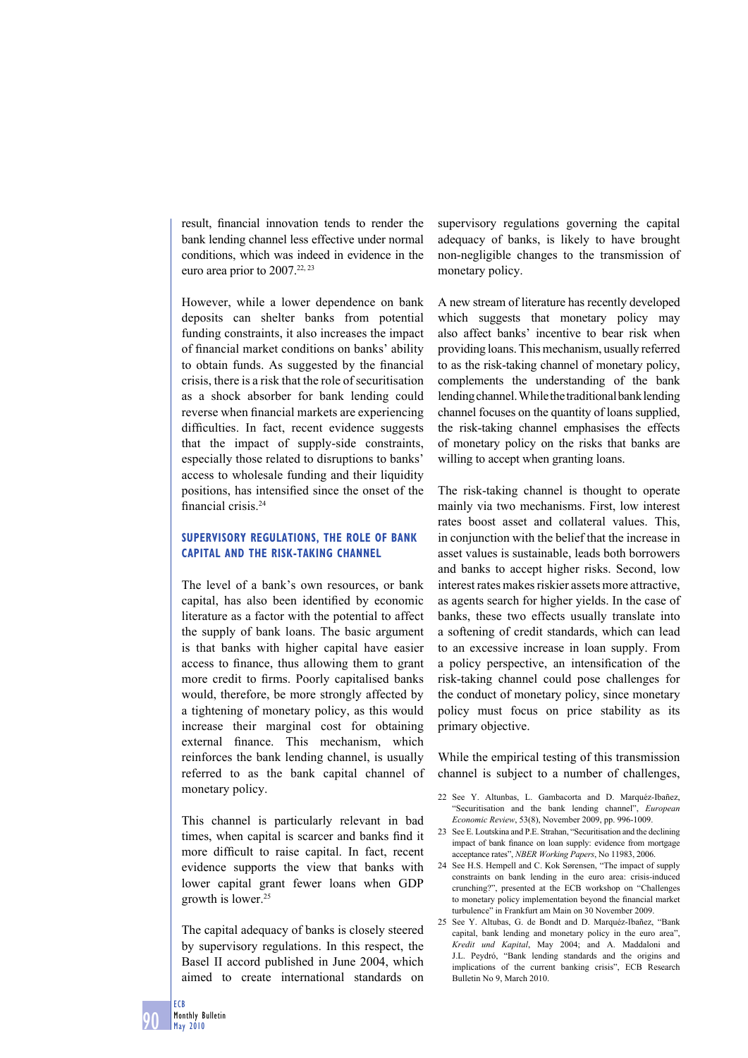result, financial innovation tends to render the bank lending channel less effective under normal conditions, which was indeed in evidence in the euro area prior to 2007.[22, 23]

However, while a lower dependence on bank deposits can shelter banks from potential funding constraints, it also increases the impact of financial market conditions on banks' ability to obtain funds. As suggested by the financial crisis, there is a risk that the role of securitisation as a shock absorber for bank lending could reverse when financial markets are experiencing difficulties. In fact, recent evidence suggests that the impact of supply-side constraints, especially those related to disruptions to banks' access to wholesale funding and their liquidity positions, has intensified since the onset of the financial crisis.[24]

### SUPERVISORY REGULATIONS, THE ROLE OF BANK CAPITAL AND THE RISK-TAKING CHANNEL

The level of a bank's own resources, or bank capital, has also been identified by economic literature as a factor with the potential to affect the supply of bank loans. The basic argument is that banks with higher capital have easier access to finance, thus allowing them to grant more credit to firms. Poorly capitalised banks would, therefore, be more strongly affected by a tightening of monetary policy, as this would increase their marginal cost for obtaining external finance. This mechanism, which reinforces the bank lending channel, is usually referred to as the bank capital channel of monetary policy.

This channel is particularly relevant in bad times, when capital is scarcer and banks find it more difficult to raise capital. In fact, recent evidence supports the view that banks with lower capital grant fewer loans when GDP growth is lower.[25]

The capital adequacy of banks is closely steered by supervisory regulations. In this respect, the Basel II accord published in June 2004, which aimed to create international standards on supervisory regulations governing the capital adequacy of banks, is likely to have brought non-negligible changes to the transmission of monetary policy.

A new stream of literature has recently developed which suggests that monetary policy may also affect banks' incentive to bear risk when providing loans. This mechanism, usually referred to as the risk-taking channel of monetary policy, complements the understanding of the bank lending channel. While the traditional bank lending channel focuses on the quantity of loans supplied, the risk-taking channel emphasises the effects of monetary policy on the risks that banks are willing to accept when granting loans.

The risk-taking channel is thought to operate mainly via two mechanisms. First, low interest rates boost asset and collateral values. This, in conjunction with the belief that the increase in asset values is sustainable, leads both borrowers and banks to accept higher risks. Second, low interest rates makes riskier assets more attractive, as agents search for higher yields. In the case of banks, these two effects usually translate into a softening of credit standards, which can lead to an excessive increase in loan supply. From a policy perspective, an intensification of the risk-taking channel could pose challenges for the conduct of monetary policy, since monetary policy must focus on price stability as its primary objective.

While the empirical testing of this transmission channel is subject to a number of challenges,

22 See Y. Altunbas, L. Gambacorta and D. Marquéz-Ibañez, "Securitisation and the bank lending channel", *European Economic Review*, 53(8), November 2009, pp. 996-1009.

23 See E. Loutskina and P.E. Strahan, "Securitisation and the declining impact of bank finance on loan supply: evidence from mortgage acceptance rates", *NBER Working Papers*, No 11983, 2006.

24 See H.S. Hempell and C. Kok Sørensen, "The impact of supply constraints on bank lending in the euro area: crisis-induced crunching?", presented at the ECB workshop on "Challenges to monetary policy implementation beyond the financial market turbulence" in Frankfurt am Main on 30 November 2009.

25 See Y. Altubas, G. de Bondt and D. Marquéz-Ibañez, "Bank capital, bank lending and monetary policy in the euro area", *Kredit und Kapital*, May 2004; and A. Maddaloni and J.L. Peydró, "Bank lending standards and the origins and implications of the current banking crisis", ECB Research Bulletin No 9, March 2010.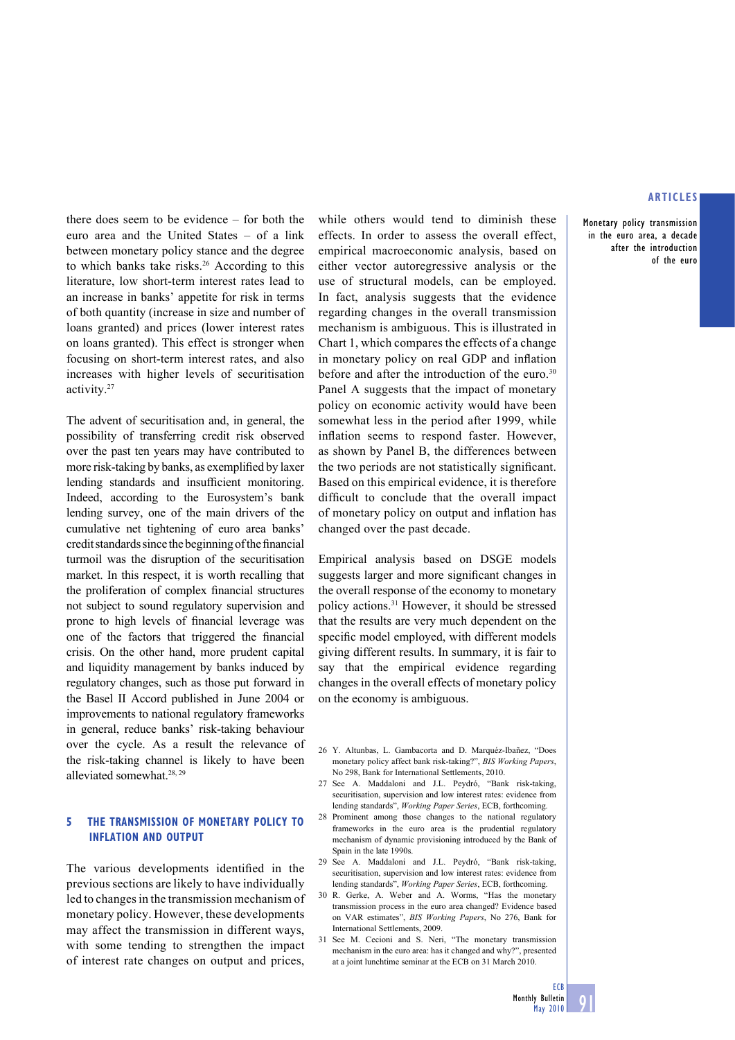there does seem to be evidence – for both the euro area and the United States – of a link between monetary policy stance and the degree to which banks take risks.[26] According to this literature, low short-term interest rates lead to an increase in banks' appetite for risk in terms of both quantity (increase in size and number of loans granted) and prices (lower interest rates on loans granted). This effect is stronger when focusing on short-term interest rates, and also increases with higher levels of securitisation activity.[27]

The advent of securitisation and, in general, the possibility of transferring credit risk observed over the past ten years may have contributed to more risk-taking by banks, as exemplified by laxer lending standards and insufficient monitoring. Indeed, according to the Eurosystem's bank lending survey, one of the main drivers of the cumulative net tightening of euro area banks' credit standards since the beginning of the financial turmoil was the disruption of the securitisation market. In this respect, it is worth recalling that the proliferation of complex financial structures not subject to sound regulatory supervision and prone to high levels of financial leverage was one of the factors that triggered the financial crisis. On the other hand, more prudent capital and liquidity management by banks induced by regulatory changes, such as those put forward in the Basel II Accord published in June 2004 or improvements to national regulatory frameworks in general, reduce banks' risk-taking behaviour over the cycle. As a result the relevance of the risk-taking channel is likely to have been alleviated somewhat.[28, 29]

## 5 THE TRANSMISSION OF MONETARY POLICY TO INFLATION AND OUTPUT

The various developments identified in the previous sections are likely to have individually led to changes in the transmission mechanism of monetary policy. However, these developments may affect the transmission in different ways, with some tending to strengthen the impact of interest rate changes on output and prices, while others would tend to diminish these effects. In order to assess the overall effect, empirical macroeconomic analysis, based on either vector autoregressive analysis or the use of structural models, can be employed. In fact, analysis suggests that the evidence regarding changes in the overall transmission mechanism is ambiguous. This is illustrated in Chart 1, which compares the effects of a change in monetary policy on real GDP and inflation before and after the introduction of the euro.[30] Panel A suggests that the impact of monetary policy on economic activity would have been somewhat less in the period after 1999, while inflation seems to respond faster. However, as shown by Panel B, the differences between the two periods are not statistically significant. Based on this empirical evidence, it is therefore difficult to conclude that the overall impact of monetary policy on output and inflation has changed over the past decade.

Empirical analysis based on DSGE models suggests larger and more significant changes in the overall response of the economy to monetary policy actions.[31] However, it should be stressed that the results are very much dependent on the specific model employed, with different models giving different results. In summary, it is fair to say that the empirical evidence regarding changes in the overall effects of monetary policy on the economy is ambiguous.

26 Y. Altunbas, L. Gambacorta and D. Marquéz-Ibañez, "Does monetary policy affect bank risk-taking?", *BIS Working Papers*, No 298, Bank for International Settlements, 2010.

27 See A. Maddaloni and J.L. Peydró, "Bank risk-taking, securitisation, supervision and low interest rates: evidence from lending standards", *Working Paper Series*, ECB, forthcoming.

28 Prominent among those changes to the national regulatory frameworks in the euro area is the prudential regulatory mechanism of dynamic provisioning introduced by the Bank of Spain in the late 1990s.

29 See A. Maddaloni and J.L. Peydró, "Bank risk-taking, securitisation, supervision and low interest rates: evidence from lending standards", *Working Paper Series*, ECB, forthcoming.

30 R. Gerke, A. Weber and A. Worms, "Has the monetary transmission process in the euro area changed? Evidence based on VAR estimates", *BIS Working Papers*, No 276, Bank for International Settlements, 2009.

31 See M. Cecioni and S. Neri, "The monetary transmission mechanism in the euro area: has it changed and why?", presented at a joint lunchtime seminar at the ECB on 31 March 2010.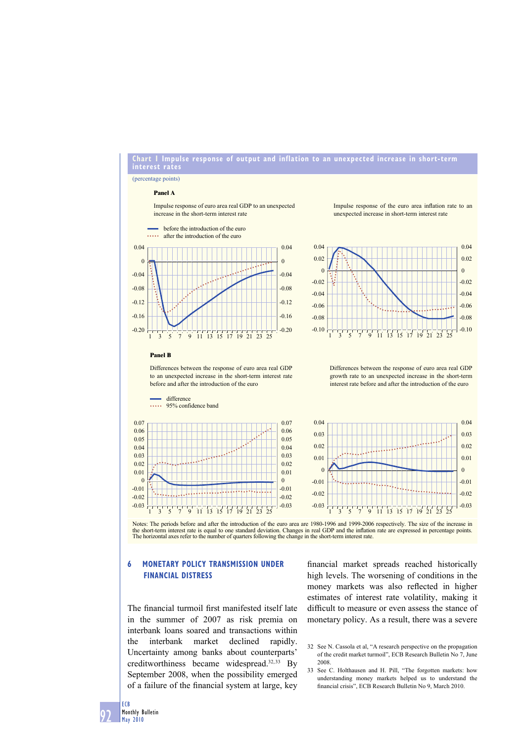**Chart 1 Impulse response of output and inflation to an unexpected increase in short-term interest rates**

(percentage points)

**Panel A**

Impulse response of euro area real GDP to an unexpected increase in the short-term interest rate

Impulse response of the euro area inflation rate to an unexpected increase in short-term interest rate

- before the introduction of the euro
- after the introduction of the euro

**Panel B**

Differences between the response of euro area real GDP to an unexpected increase in the short-term interest rate before and after the introduction of the euro

Differences between the response of euro area real GDP growth rate to an unexpected increase in the short-term interest rate before and after the introduction of the euro

- difference
- 95% confidence band

Notes: The periods before and after the introduction of the euro area are 1980-1996 and 1999-2006 respectively. The size of the increase in the short-term interest rate is equal to one standard deviation. Changes in real GDP and the inflation rate are expressed in percentage points. The horizontal axes refer to the number of quarters following the change in the short-term interest rate.

## 6 MONETARY POLICY TRANSMISSION UNDER FINANCIAL DISTRESS

The financial turmoil first manifested itself late in the summer of 2007 as risk premia on interbank loans soared and transactions within the interbank market declined rapidly. Uncertainty among banks about counterparts' creditworthiness became widespread.[32,33] By September 2008, when the possibility emerged of a failure of the financial system at large, key financial market spreads reached historically high levels. The worsening of conditions in the money markets was also reflected in higher estimates of interest rate volatility, making it difficult to measure or even assess the stance of monetary policy. As a result, there was a severe

32 See N. Cassola et al, "A research perspective on the propagation of the credit market turmoil", ECB Research Bulletin No 7, June 2008.

33 See C. Holthausen and H. Pill, "The forgotten markets: how understanding money markets helped us to understand the financial crisis", ECB Research Bulletin No 9, March 2010.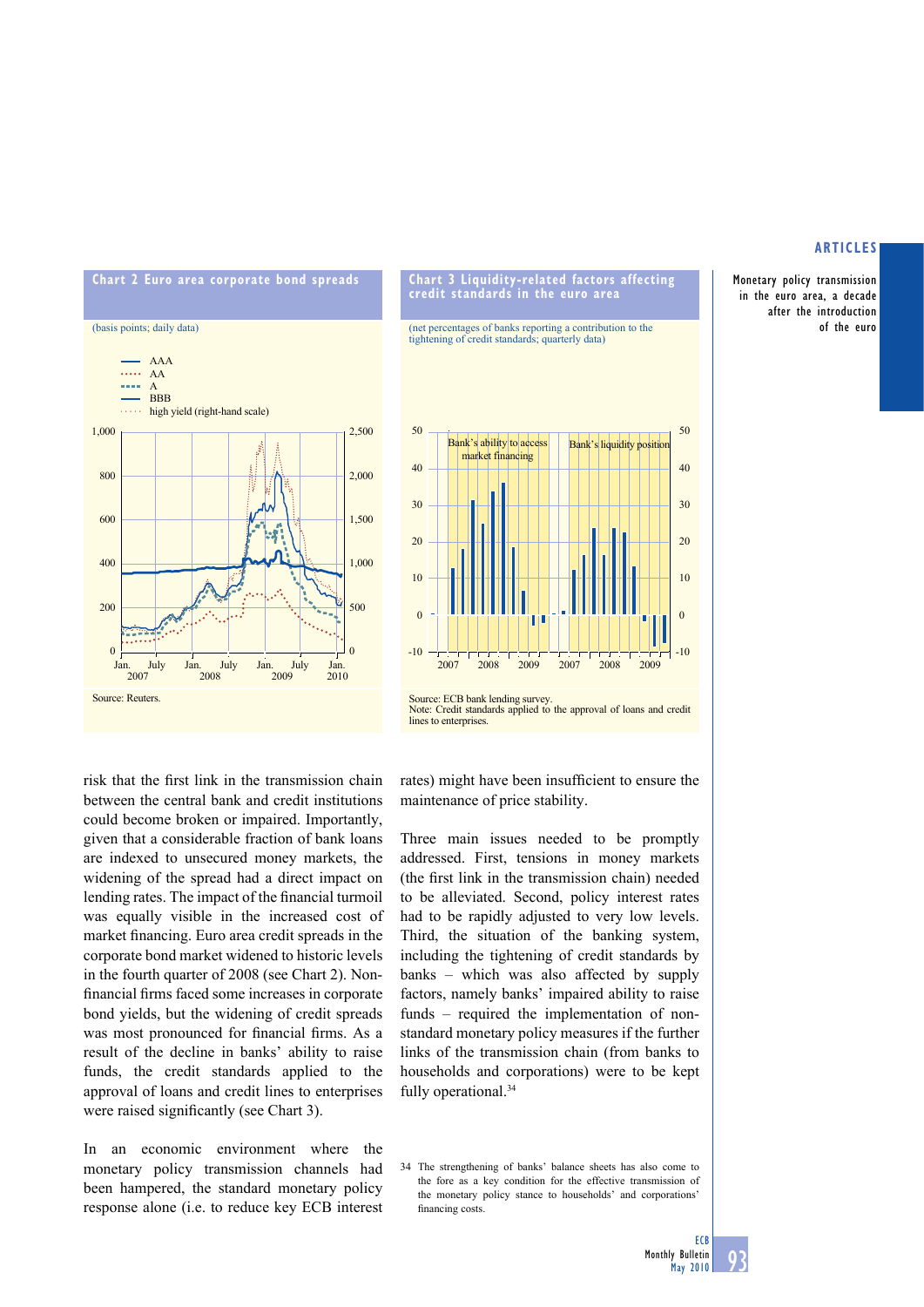**Chart 2 Euro area corporate bond spreads**

(basis points; daily data)

- AAA
- AA
- A
- BBB
- high yield (right-hand scale)

Source: Reuters.

**Chart 3 Liquidity-related factors affecting credit standards in the euro area**

(net percentages of banks reporting a contribution to the tightening of credit standards; quarterly data)

Bank's ability to access market financing | Bank's liquidity position

Source: ECB bank lending survey.
Note: Credit standards applied to the approval of loans and credit lines to enterprises.

risk that the first link in the transmission chain between the central bank and credit institutions could become broken or impaired. Importantly, given that a considerable fraction of bank loans are indexed to unsecured money markets, the widening of the spread had a direct impact on lending rates. The impact of the financial turmoil was equally visible in the increased cost of market financing. Euro area credit spreads in the corporate bond market widened to historic levels in the fourth quarter of 2008 (see Chart 2). Non-financial firms faced some increases in corporate bond yields, but the widening of credit spreads was most pronounced for financial firms. As a result of the decline in banks' ability to raise funds, the credit standards applied to the approval of loans and credit lines to enterprises were raised significantly (see Chart 3).

In an economic environment where the monetary policy transmission channels had been hampered, the standard monetary policy response alone (i.e. to reduce key ECB interest rates) might have been insufficient to ensure the maintenance of price stability.

Three main issues needed to be promptly addressed. First, tensions in money markets (the first link in the transmission chain) needed to be alleviated. Second, policy interest rates had to be rapidly adjusted to very low levels. Third, the situation of the banking system, including the tightening of credit standards by banks – which was also affected by supply factors, namely banks' impaired ability to raise funds – required the implementation of non-standard monetary policy measures if the further links of the transmission chain (from banks to households and corporations) were to be kept fully operational.[34]

[34] The strengthening of banks' balance sheets has also come to the fore as a key condition for the effective transmission of the monetary policy stance to households' and corporations' financing costs.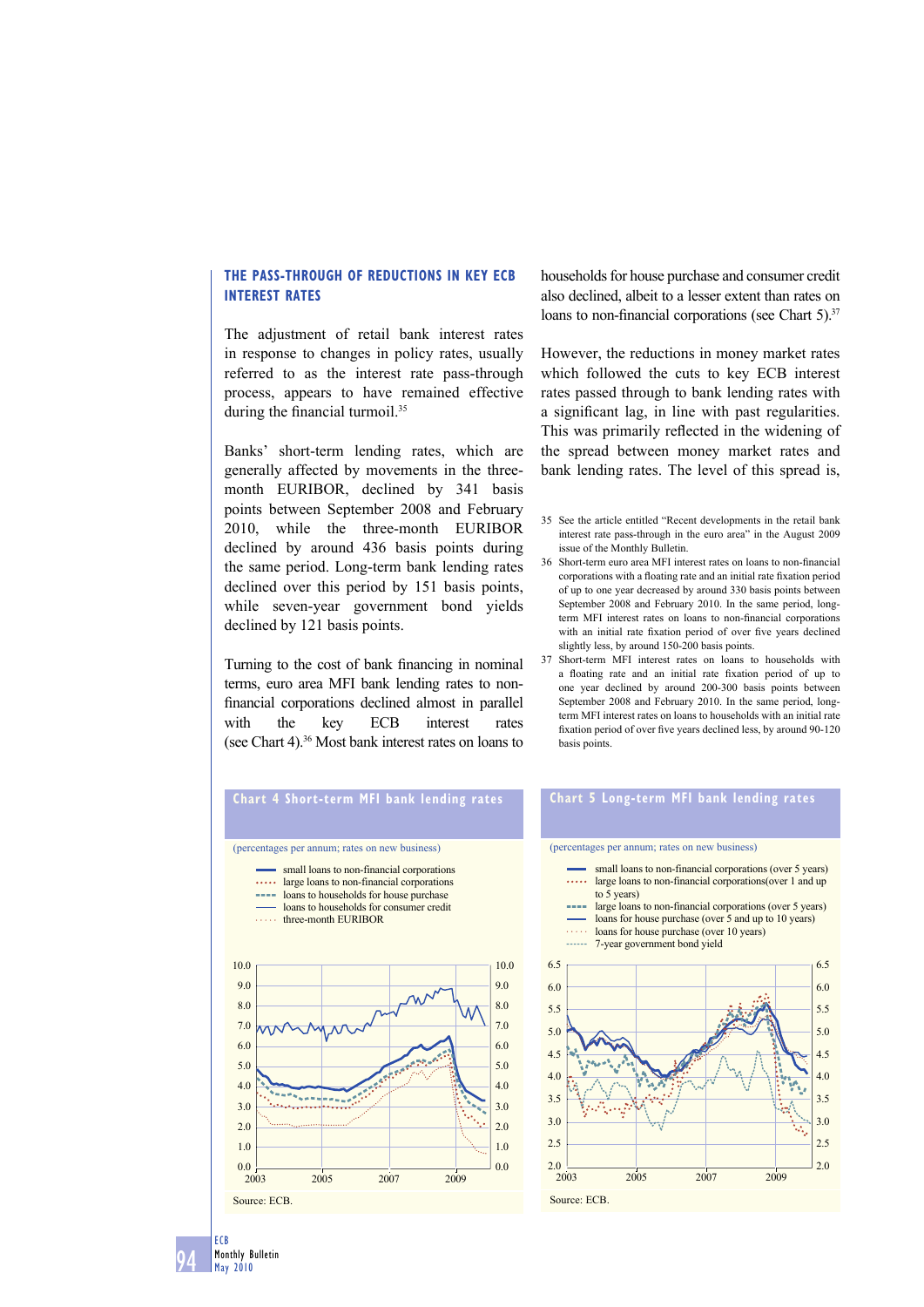### THE PASS-THROUGH OF REDUCTIONS IN KEY ECB INTEREST RATES

The adjustment of retail bank interest rates in response to changes in policy rates, usually referred to as the interest rate pass-through process, appears to have remained effective during the financial turmoil.[35]

Banks' short-term lending rates, which are generally affected by movements in the three-month EURIBOR, declined by 341 basis points between September 2008 and February 2010, while the three-month EURIBOR declined by around 436 basis points during the same period. Long-term bank lending rates declined over this period by 151 basis points, while seven-year government bond yields declined by 121 basis points.

Turning to the cost of bank financing in nominal terms, euro area MFI bank lending rates to non-financial corporations declined almost in parallel with the key ECB interest rates (see Chart 4).[36] Most bank interest rates on loans to households for house purchase and consumer credit also declined, albeit to a lesser extent than rates on loans to non-financial corporations (see Chart 5).[37]

However, the reductions in money market rates which followed the cuts to key ECB interest rates passed through to bank lending rates with a significant lag, in line with past regularities. This was primarily reflected in the widening of the spread between money market rates and bank lending rates. The level of this spread is,

35 See the article entitled "Recent developments in the retail bank interest rate pass-through in the euro area" in the August 2009 issue of the Monthly Bulletin.

36 Short-term euro area MFI interest rates on loans to non-financial corporations with a floating rate and an initial rate fixation period of up to one year decreased by around 330 basis points between September 2008 and February 2010. In the same period, long-term MFI interest rates on loans to non-financial corporations with an initial rate fixation period of over five years declined slightly less, by around 150-200 basis points.

37 Short-term MFI interest rates on loans to households with a floating rate and an initial rate fixation period of up to one year declined by around 200-300 basis points between September 2008 and February 2010. In the same period, long-term MFI interest rates on loans to households with an initial rate fixation period of over five years declined less, by around 90-120 basis points.

**Chart 4 Short-term MFI bank lending rates**

(percentages per annum; rates on new business)

- small loans to non-financial corporations
- large loans to non-financial corporations
- loans to households for house purchase
- loans to households for consumer credit
- three-month EURIBOR

Source: ECB.

**Chart 5 Long-term MFI bank lending rates**

(percentages per annum; rates on new business)

- small loans to non-financial corporations (over 5 years)
- large loans to non-financial corporations(over 1 and up to 5 years)
- large loans to non-financial corporations (over 5 years)
- loans for house purchase (over 5 and up to 10 years)
- loans for house purchase (over 10 years)
- 7-year government bond yield

Source: ECB.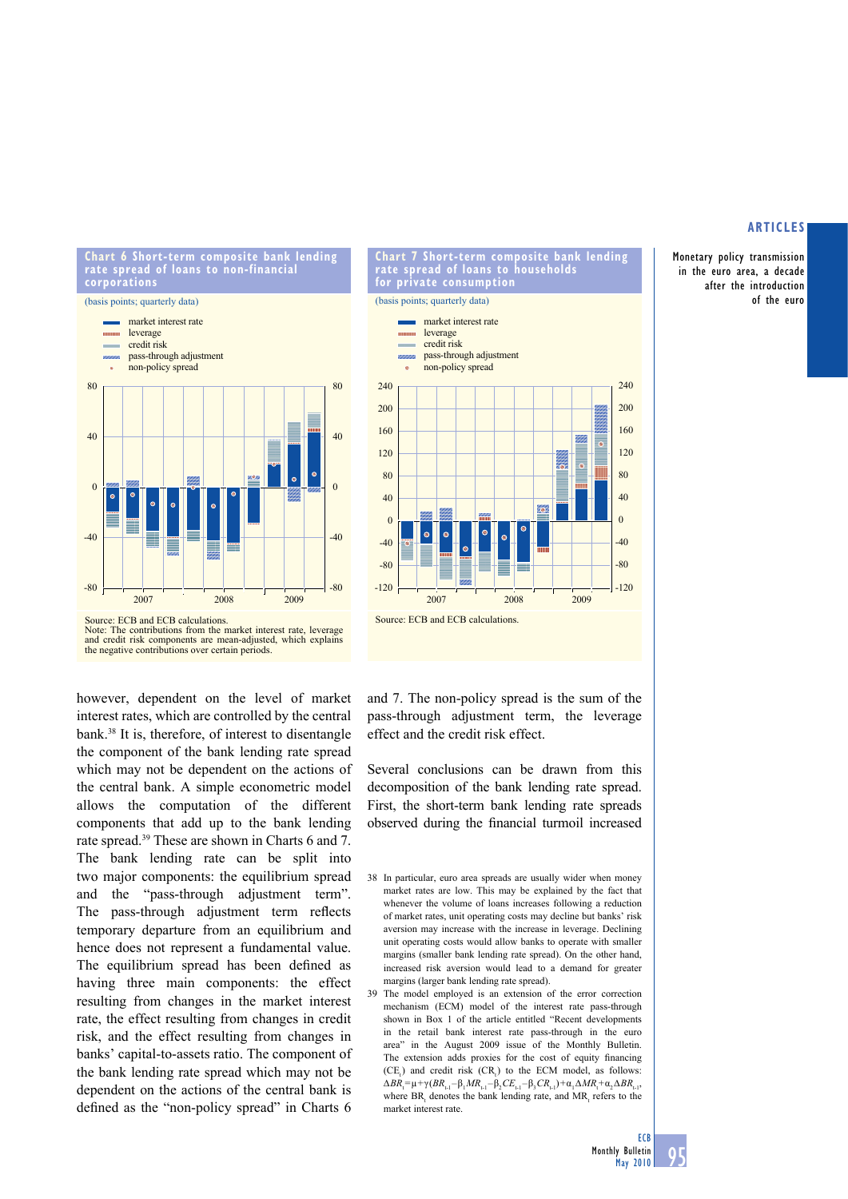**Chart 6 Short-term composite bank lending rate spread of loans to non-financial corporations**

(basis points; quarterly data)

- market interest rate
- leverage
- credit risk
- pass-through adjustment
- non-policy spread

Source: ECB and ECB calculations.
Note: The contributions from the market interest rate, leverage and credit risk components are mean-adjusted, which explains the negative contributions over certain periods.

**Chart 7 Short-term composite bank lending rate spread of loans to households for private consumption**

(basis points; quarterly data)

- market interest rate
- leverage
- credit risk
- pass-through adjustment
- non-policy spread

Source: ECB and ECB calculations.

however, dependent on the level of market interest rates, which are controlled by the central bank.[38] It is, therefore, of interest to disentangle the component of the bank lending rate spread which may not be dependent on the actions of the central bank. A simple econometric model allows the computation of the different components that add up to the bank lending rate spread.[39] These are shown in Charts 6 and 7. The bank lending rate can be split into two major components: the equilibrium spread and the "pass-through adjustment term". The pass-through adjustment term reflects temporary departure from an equilibrium and hence does not represent a fundamental value. The equilibrium spread has been defined as having three main components: the effect resulting from changes in the market interest rate, the effect resulting from changes in credit risk, and the effect resulting from changes in banks' capital-to-assets ratio. The component of the bank lending rate spread which may not be dependent on the actions of the central bank is defined as the "non-policy spread" in Charts 6 and 7. The non-policy spread is the sum of the pass-through adjustment term, the leverage effect and the credit risk effect.

Several conclusions can be drawn from this decomposition of the bank lending rate spread. First, the short-term bank lending rate spreads observed during the financial turmoil increased

38 In particular, euro area spreads are usually wider when money market rates are low. This may be explained by the fact that whenever the volume of loans increases following a reduction of market rates, unit operating costs may decline but banks' risk aversion may increase with the increase in leverage. Declining unit operating costs would allow banks to operate with smaller margins (smaller bank lending rate spread). On the other hand, increased risk aversion would lead to a demand for greater margins (larger bank lending rate spread).

39 The model employed is an extension of the error correction mechanism (ECM) model of the interest rate pass-through shown in Box 1 of the article entitled "Recent developments in the retail bank interest rate pass-through in the euro area" in the August 2009 issue of the Monthly Bulletin. The extension adds proxies for the cost of equity financing ($CE_t$) and credit risk ($CR_t$) to the ECM model, as follows: $\Delta BR_t = \mu + \gamma(BR_{t-1} - \beta_1 MR_{t-1} - \beta_2 CE_{t-1} - \beta_3 CR_{t-1}) + \alpha_1 \Delta MR_t + \alpha_2 \Delta BR_{t-1}$, where $BR_t$ denotes the bank lending rate, and $MR_t$ refers to the market interest rate.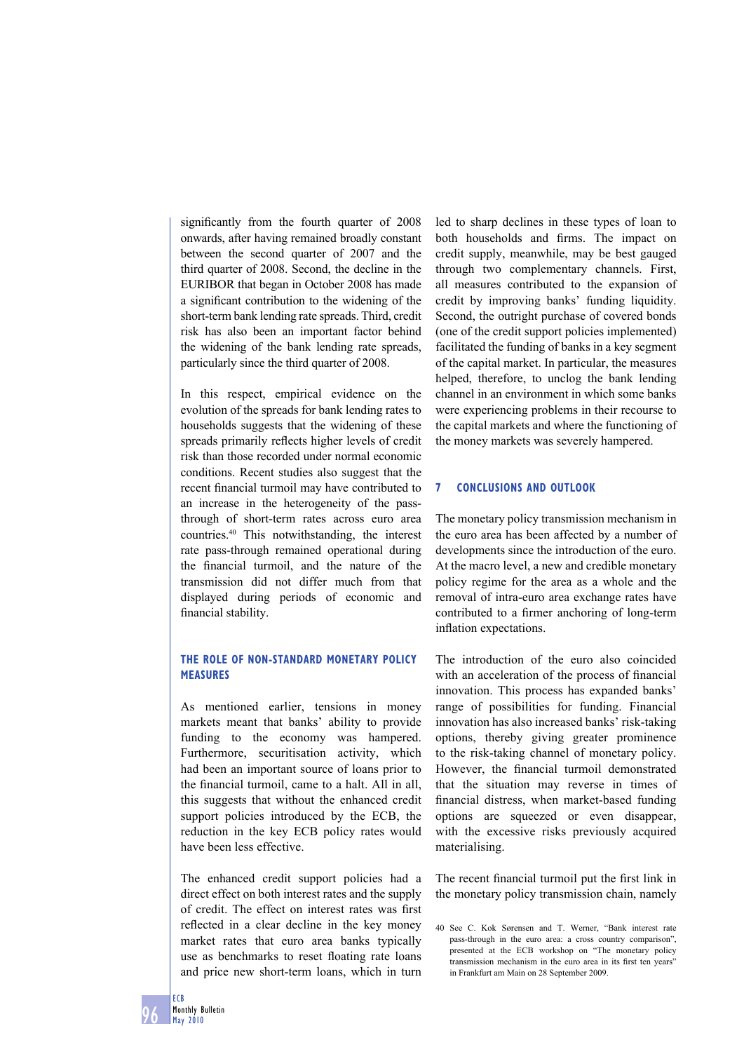significantly from the fourth quarter of 2008 onwards, after having remained broadly constant between the second quarter of 2007 and the third quarter of 2008. Second, the decline in the EURIBOR that began in October 2008 has made a significant contribution to the widening of the short-term bank lending rate spreads. Third, credit risk has also been an important factor behind the widening of the bank lending rate spreads, particularly since the third quarter of 2008.

In this respect, empirical evidence on the evolution of the spreads for bank lending rates to households suggests that the widening of these spreads primarily reflects higher levels of credit risk than those recorded under normal economic conditions. Recent studies also suggest that the recent financial turmoil may have contributed to an increase in the heterogeneity of the pass-through of short-term rates across euro area countries.[40] This notwithstanding, the interest rate pass-through remained operational during the financial turmoil, and the nature of the transmission did not differ much from that displayed during periods of economic and financial stability.

### THE ROLE OF NON-STANDARD MONETARY POLICY MEASURES

As mentioned earlier, tensions in money markets meant that banks' ability to provide funding to the economy was hampered. Furthermore, securitisation activity, which had been an important source of loans prior to the financial turmoil, came to a halt. All in all, this suggests that without the enhanced credit support policies introduced by the ECB, the reduction in the key ECB policy rates would have been less effective.

The enhanced credit support policies had a direct effect on both interest rates and the supply of credit. The effect on interest rates was first reflected in a clear decline in the key money market rates that euro area banks typically use as benchmarks to reset floating rate loans and price new short-term loans, which in turn led to sharp declines in these types of loan to both households and firms. The impact on credit supply, meanwhile, may be best gauged through two complementary channels. First, all measures contributed to the expansion of credit by improving banks' funding liquidity. Second, the outright purchase of covered bonds (one of the credit support policies implemented) facilitated the funding of banks in a key segment of the capital market. In particular, the measures helped, therefore, to unclog the bank lending channel in an environment in which some banks were experiencing problems in their recourse to the capital markets and where the functioning of the money markets was severely hampered.

## 7 CONCLUSIONS AND OUTLOOK

The monetary policy transmission mechanism in the euro area has been affected by a number of developments since the introduction of the euro. At the macro level, a new and credible monetary policy regime for the area as a whole and the removal of intra-euro area exchange rates have contributed to a firmer anchoring of long-term inflation expectations.

The introduction of the euro also coincided with an acceleration of the process of financial innovation. This process has expanded banks' range of possibilities for funding. Financial innovation has also increased banks' risk-taking options, thereby giving greater prominence to the risk-taking channel of monetary policy. However, the financial turmoil demonstrated that the situation may reverse in times of financial distress, when market-based funding options are squeezed or even disappear, with the excessive risks previously acquired materialising.

The recent financial turmoil put the first link in the monetary policy transmission chain, namely

40 See C. Kok Sørensen and T. Werner, "Bank interest rate pass-through in the euro area: a cross country comparison", presented at the ECB workshop on "The monetary policy transmission mechanism in the euro area in its first ten years" in Frankfurt am Main on 28 September 2009.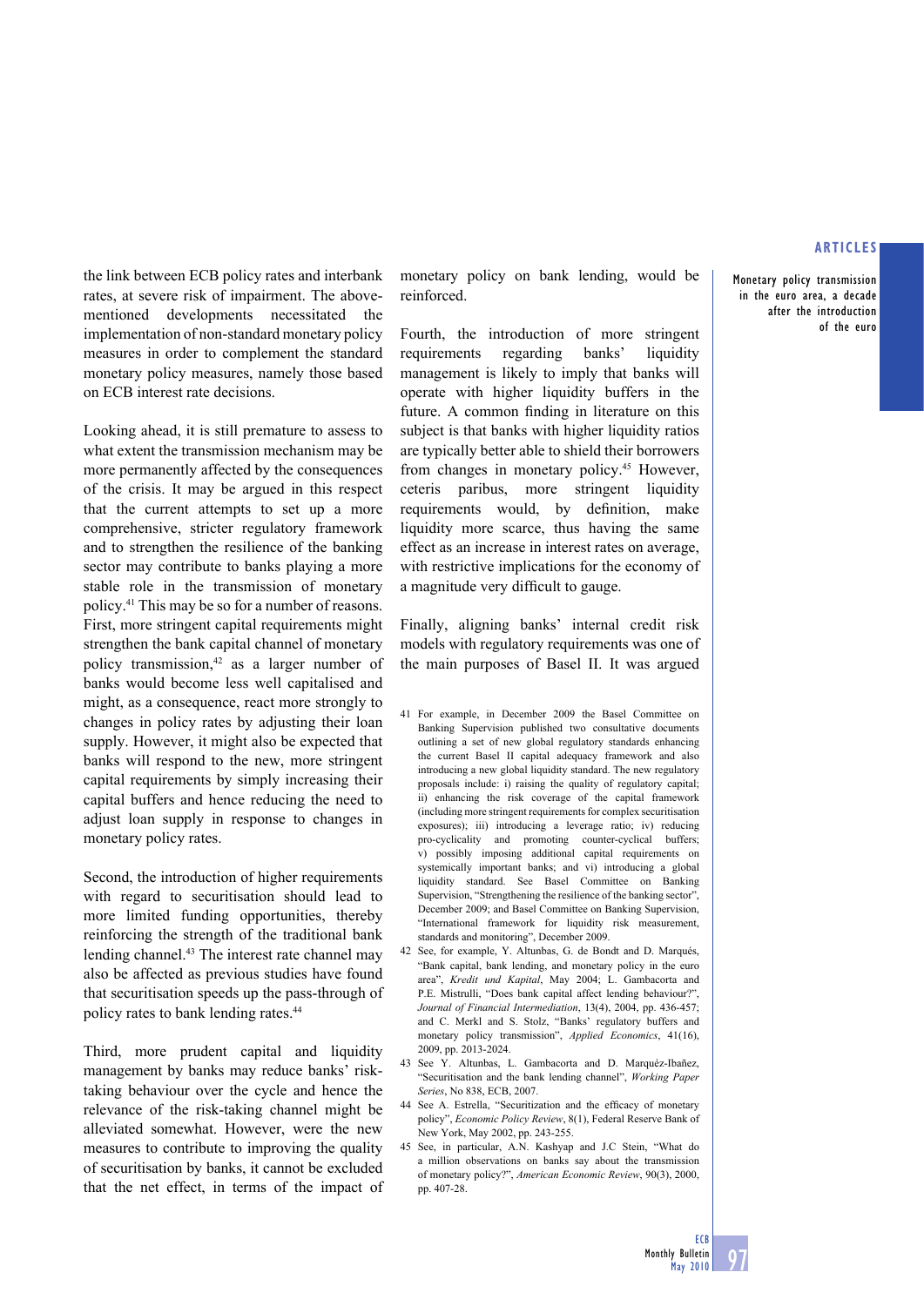the link between ECB policy rates and interbank rates, at severe risk of impairment. The above-mentioned developments necessitated the implementation of non-standard monetary policy measures in order to complement the standard monetary policy measures, namely those based on ECB interest rate decisions.

Looking ahead, it is still premature to assess to what extent the transmission mechanism may be more permanently affected by the consequences of the crisis. It may be argued in this respect that the current attempts to set up a more comprehensive, stricter regulatory framework and to strengthen the resilience of the banking sector may contribute to banks playing a more stable role in the transmission of monetary policy.[41] This may be so for a number of reasons. First, more stringent capital requirements might strengthen the bank capital channel of monetary policy transmission,[42] as a larger number of banks would become less well capitalised and might, as a consequence, react more strongly to changes in policy rates by adjusting their loan supply. However, it might also be expected that banks will respond to the new, more stringent capital requirements by simply increasing their capital buffers and hence reducing the need to adjust loan supply in response to changes in monetary policy rates.

Second, the introduction of higher requirements with regard to securitisation should lead to more limited funding opportunities, thereby reinforcing the strength of the traditional bank lending channel.[43] The interest rate channel may also be affected as previous studies have found that securitisation speeds up the pass-through of policy rates to bank lending rates.[44]

Third, more prudent capital and liquidity management by banks may reduce banks' risk-taking behaviour over the cycle and hence the relevance of the risk-taking channel might be alleviated somewhat. However, were the new measures to contribute to improving the quality of securitisation by banks, it cannot be excluded that the net effect, in terms of the impact of monetary policy on bank lending, would be reinforced.

Fourth, the introduction of more stringent requirements regarding banks' liquidity management is likely to imply that banks will operate with higher liquidity buffers in the future. A common finding in literature on this subject is that banks with higher liquidity ratios are typically better able to shield their borrowers from changes in monetary policy.[45] However, ceteris paribus, more stringent liquidity requirements would, by definition, make liquidity more scarce, thus having the same effect as an increase in interest rates on average, with restrictive implications for the economy of a magnitude very difficult to gauge.

Finally, aligning banks' internal credit risk models with regulatory requirements was one of the main purposes of Basel II. It was argued

41 For example, in December 2009 the Basel Committee on Banking Supervision published two consultative documents outlining a set of new global regulatory standards enhancing the current Basel II capital adequacy framework and also introducing a new global liquidity standard. The new regulatory proposals include: i) raising the quality of regulatory capital; ii) enhancing the risk coverage of the capital framework (including more stringent requirements for complex securitisation exposures); iii) introducing a leverage ratio; iv) reducing pro-cyclicality and promoting counter-cyclical buffers; v) possibly imposing additional capital requirements on systemically important banks; and vi) introducing a global liquidity standard. See Basel Committee on Banking Supervision, "Strengthening the resilience of the banking sector", December 2009; and Basel Committee on Banking Supervision, "International framework for liquidity risk measurement, standards and monitoring", December 2009.

42 See, for example, Y. Altunbas, G. de Bondt and D. Marqués, "Bank capital, bank lending, and monetary policy in the euro area", *Kredit und Kapital*, May 2004; L. Gambacorta and P.E. Mistrulli, "Does bank capital affect lending behaviour?", *Journal of Financial Intermediation*, 13(4), 2004, pp. 436-457; and C. Merkl and S. Stolz, "Banks' regulatory buffers and monetary policy transmission", *Applied Economics*, 41(16), 2009, pp. 2013-2024.

43 See Y. Altunbas, L. Gambacorta and D. Marquéz-Ibañez, "Securitisation and the bank lending channel", *Working Paper Series*, No 838, ECB, 2007.

44 See A. Estrella, "Securitization and the efficacy of monetary policy", *Economic Policy Review*, 8(1), Federal Reserve Bank of New York, May 2002, pp. 243-255.

45 See, in particular, A.N. Kashyap and J.C Stein, "What do a million observations on banks say about the transmission of monetary policy?", *American Economic Review*, 90(3), 2000, pp. 407-28.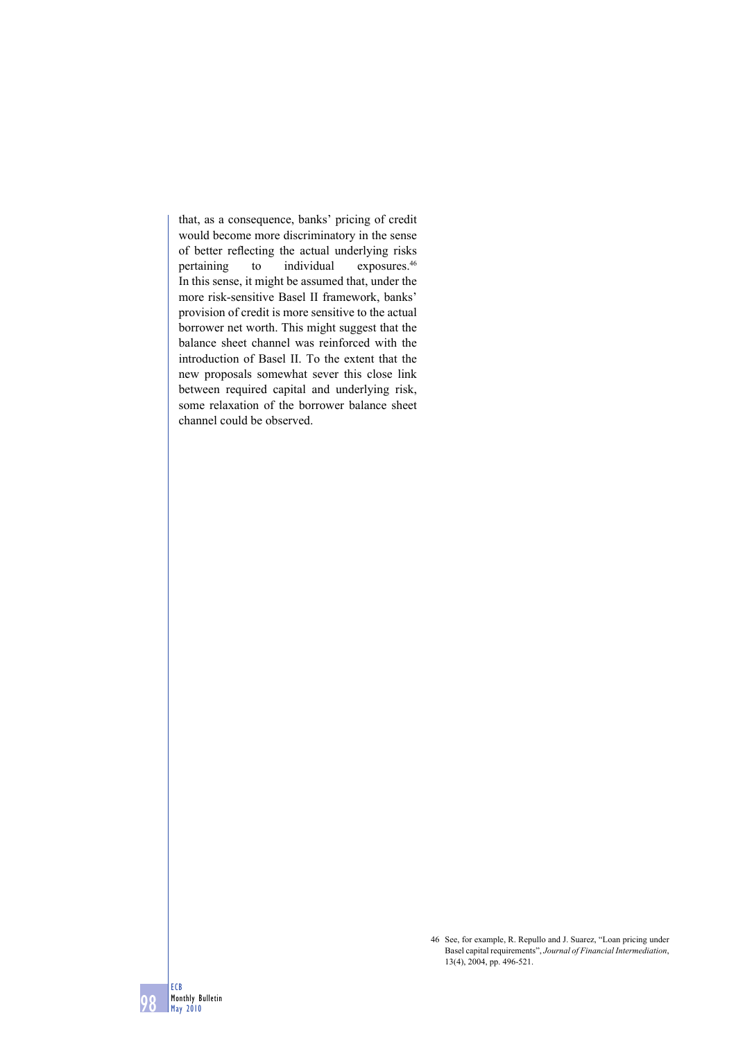that, as a consequence, banks' pricing of credit would become more discriminatory in the sense of better reflecting the actual underlying risks pertaining to individual exposures.[46] In this sense, it might be assumed that, under the more risk-sensitive Basel II framework, banks' provision of credit is more sensitive to the actual borrower net worth. This might suggest that the balance sheet channel was reinforced with the introduction of Basel II. To the extent that the new proposals somewhat sever this close link between required capital and underlying risk, some relaxation of the borrower balance sheet channel could be observed.

46 See, for example, R. Repullo and J. Suarez, "Loan pricing under Basel capital requirements", *Journal of Financial Intermediation*, 13(4), 2004, pp. 496-521.